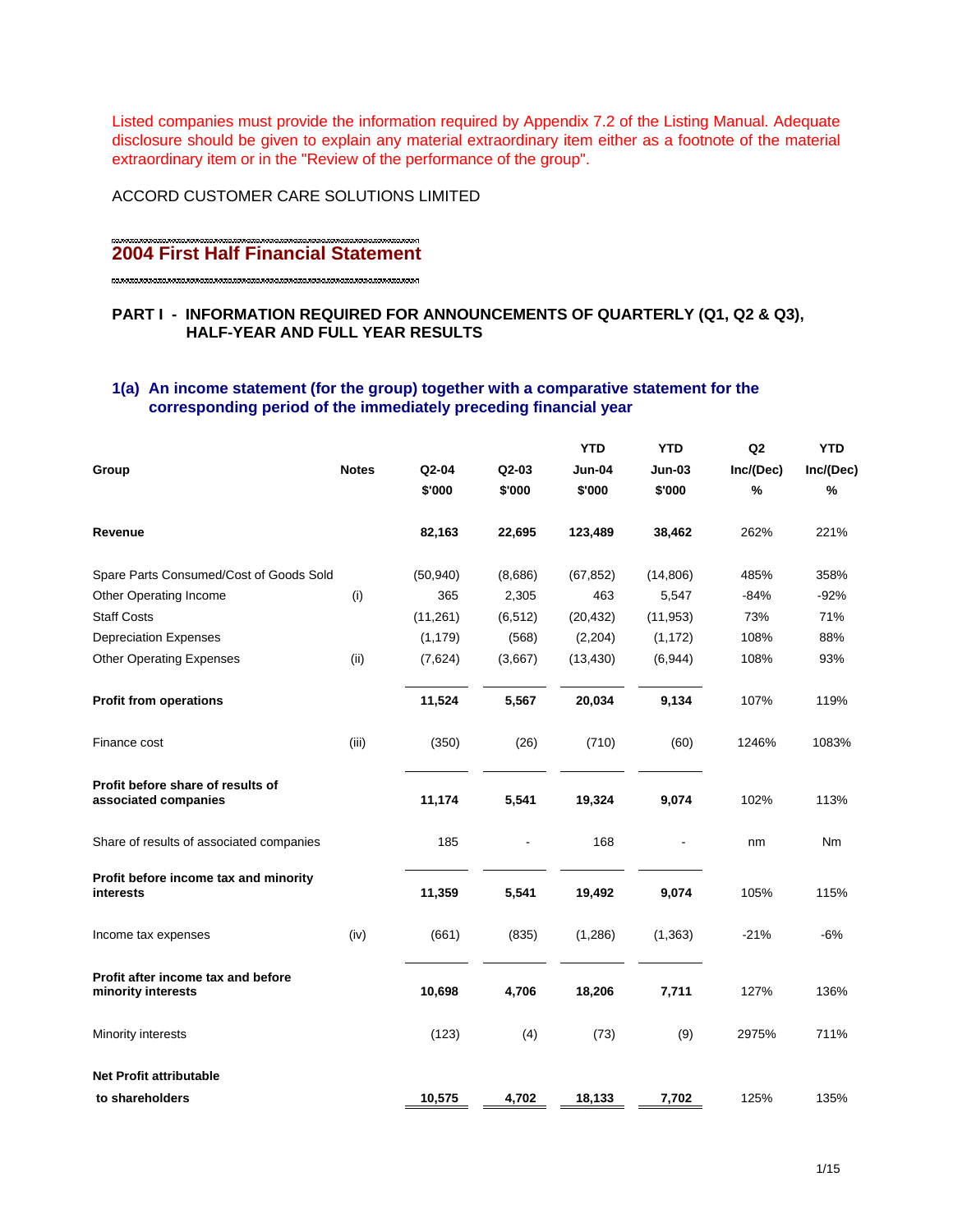Listed companies must provide the information required by Appendix 7.2 of the Listing Manual. Adequate disclosure should be given to explain any material extraordinary item either as a footnote of the material extraordinary item or in the "Review of the performance of the group".

ACCORD CUSTOMER CARE SOLUTIONS LIMITED

# 2004 First Half Financial Statement

## PART I - INFORMATION REQUIRED FOR ANNOUNCEMENTS OF QUARTERLY (Q1, Q2 & Q3), HALF-YEAR AND FULL YEAR RESULTS

### 1(a) An income statement (for the group) together with a comparative statement for the corresponding period of the immediately preceding financial year

| Group | Notes | Q2-04 $'000 | Q2-03 $'000 | YTD Jun-04 $'000 | YTD Jun-03 $'000 | Q2 Inc/(Dec) % | YTD Inc/(Dec) % |
|---|---|---|---|---|---|---|---|
| **Revenue** | | **82,163** | **22,695** | **123,489** | **38,462** | 262% | 221% |
| Spare Parts Consumed/Cost of Goods Sold | | (50,940) | (8,686) | (67,852) | (14,806) | 485% | 358% |
| Other Operating Income | (i) | 365 | 2,305 | 463 | 5,547 | -84% | -92% |
| Staff Costs | | (11,261) | (6,512) | (20,432) | (11,953) | 73% | 71% |
| Depreciation Expenses | | (1,179) | (568) | (2,204) | (1,172) | 108% | 88% |
| Other Operating Expenses | (ii) | (7,624) | (3,667) | (13,430) | (6,944) | 108% | 93% |
| **Profit from operations** | | **11,524** | **5,567** | **20,034** | **9,134** | 107% | 119% |
| Finance cost | (iii) | (350) | (26) | (710) | (60) | 1246% | 1083% |
| **Profit before share of results of associated companies** | | **11,174** | **5,541** | **19,324** | **9,074** | 102% | 113% |
| Share of results of associated companies | | 185 | - | 168 | - | nm | Nm |
| **Profit before income tax and minority interests** | | **11,359** | **5,541** | **19,492** | **9,074** | 105% | 115% |
| Income tax expenses | (iv) | (661) | (835) | (1,286) | (1,363) | -21% | -6% |
| **Profit after income tax and before minority interests** | | **10,698** | **4,706** | **18,206** | **7,711** | 127% | 136% |
| Minority interests | | (123) | (4) | (73) | (9) | 2975% | 711% |
| **Net Profit attributable to shareholders** | | **10,575** | **4,702** | **18,133** | **7,702** | 125% | 135% |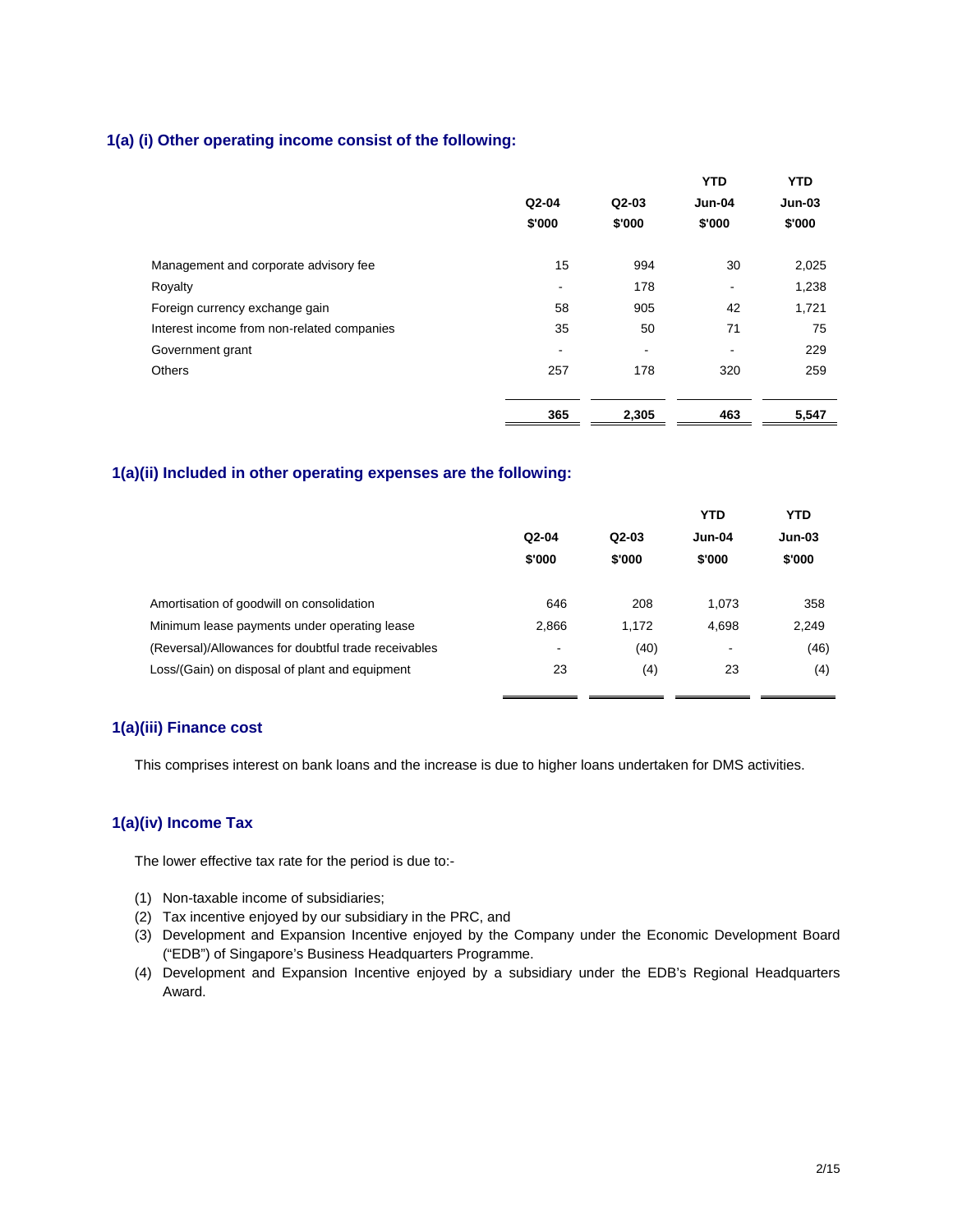### 1(a) (i) Other operating income consist of the following:

| | Q2-04<br>$'000 | Q2-03<br>$'000 | YTD<br>Jun-04<br>$'000 | YTD<br>Jun-03<br>$'000 |
|---|---|---|---|---|
| Management and corporate advisory fee | 15 | 994 | 30 | 2,025 |
| Royalty | - | 178 | - | 1,238 |
| Foreign currency exchange gain | 58 | 905 | 42 | 1,721 |
| Interest income from non-related companies | 35 | 50 | 71 | 75 |
| Government grant | - | - | - | 229 |
| Others | 257 | 178 | 320 | 259 |
| | **365** | **2,305** | **463** | **5,547** |

### 1(a)(ii) Included in other operating expenses are the following:

| | Q2-04<br>$'000 | Q2-03<br>$'000 | YTD<br>Jun-04<br>$'000 | YTD<br>Jun-03<br>$'000 |
|---|---|---|---|---|
| Amortisation of goodwill on consolidation | 646 | 208 | 1,073 | 358 |
| Minimum lease payments under operating lease | 2,866 | 1,172 | 4,698 | 2,249 |
| (Reversal)/Allowances for doubtful trade receivables | - | (40) | - | (46) |
| Loss/(Gain) on disposal of plant and equipment | 23 | (4) | 23 | (4) |

### 1(a)(iii) Finance cost

This comprises interest on bank loans and the increase is due to higher loans undertaken for DMS activities.

### 1(a)(iv) Income Tax

The lower effective tax rate for the period is due to:-

(1) Non-taxable income of subsidiaries;
(2) Tax incentive enjoyed by our subsidiary in the PRC, and
(3) Development and Expansion Incentive enjoyed by the Company under the Economic Development Board ("EDB") of Singapore's Business Headquarters Programme.
(4) Development and Expansion Incentive enjoyed by a subsidiary under the EDB's Regional Headquarters Award.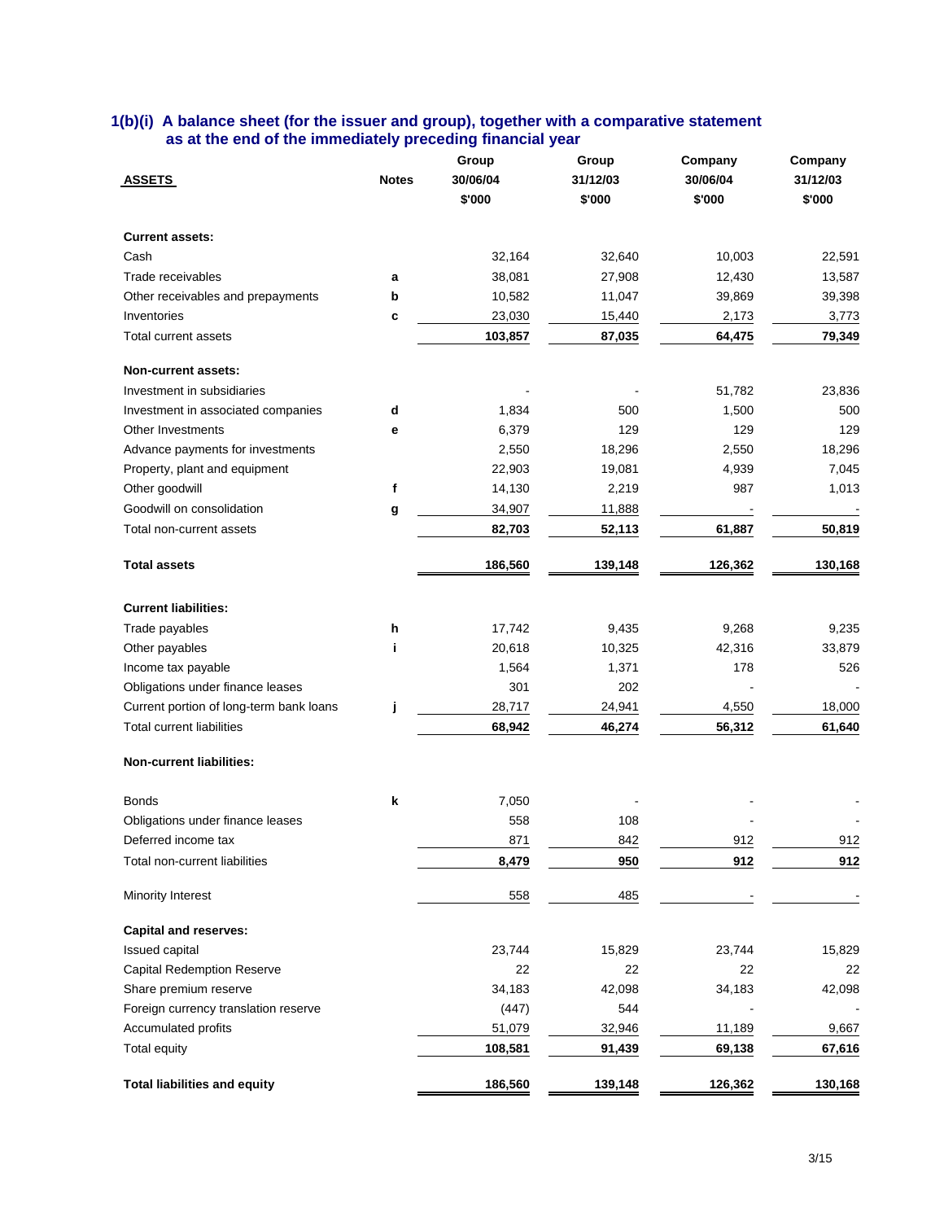### 1(b)(i) A balance sheet (for the issuer and group), together with a comparative statement as at the end of the immediately preceding financial year

| ASSETS | Notes | Group 30/06/04 $'000 | Group 31/12/03 $'000 | Company 30/06/04 $'000 | Company 31/12/03 $'000 |
|---|---|---|---|---|---|
| **Current assets:** | | | | | |
| Cash | | 32,164 | 32,640 | 10,003 | 22,591 |
| Trade receivables | a | 38,081 | 27,908 | 12,430 | 13,587 |
| Other receivables and prepayments | b | 10,582 | 11,047 | 39,869 | 39,398 |
| Inventories | c | 23,030 | 15,440 | 2,173 | 3,773 |
| Total current assets | | **103,857** | **87,035** | **64,475** | **79,349** |
| **Non-current assets:** | | | | | |
| Investment in subsidiaries | | - | - | 51,782 | 23,836 |
| Investment in associated companies | d | 1,834 | 500 | 1,500 | 500 |
| Other Investments | e | 6,379 | 129 | 129 | 129 |
| Advance payments for investments | | 2,550 | 18,296 | 2,550 | 18,296 |
| Property, plant and equipment | | 22,903 | 19,081 | 4,939 | 7,045 |
| Other goodwill | f | 14,130 | 2,219 | 987 | 1,013 |
| Goodwill on consolidation | g | 34,907 | 11,888 | - | - |
| Total non-current assets | | **82,703** | **52,113** | **61,887** | **50,819** |
| **Total assets** | | **186,560** | **139,148** | **126,362** | **130,168** |
| **Current liabilities:** | | | | | |
| Trade payables | h | 17,742 | 9,435 | 9,268 | 9,235 |
| Other payables | i | 20,618 | 10,325 | 42,316 | 33,879 |
| Income tax payable | | 1,564 | 1,371 | 178 | 526 |
| Obligations under finance leases | | 301 | 202 | - | - |
| Current portion of long-term bank loans | j | 28,717 | 24,941 | 4,550 | 18,000 |
| Total current liabilities | | **68,942** | **46,274** | **56,312** | **61,640** |
| **Non-current liabilities:** | | | | | |
| Bonds | k | 7,050 | - | - | - |
| Obligations under finance leases | | 558 | 108 | - | - |
| Deferred income tax | | 871 | 842 | 912 | 912 |
| Total non-current liabilities | | **8,479** | **950** | **912** | **912** |
| Minority Interest | | 558 | 485 | - | - |
| **Capital and reserves:** | | | | | |
| Issued capital | | 23,744 | 15,829 | 23,744 | 15,829 |
| Capital Redemption Reserve | | 22 | 22 | 22 | 22 |
| Share premium reserve | | 34,183 | 42,098 | 34,183 | 42,098 |
| Foreign currency translation reserve | | (447) | 544 | - | - |
| Accumulated profits | | 51,079 | 32,946 | 11,189 | 9,667 |
| Total equity | | **108,581** | **91,439** | **69,138** | **67,616** |
| **Total liabilities and equity** | | **186,560** | **139,148** | **126,362** | **130,168** |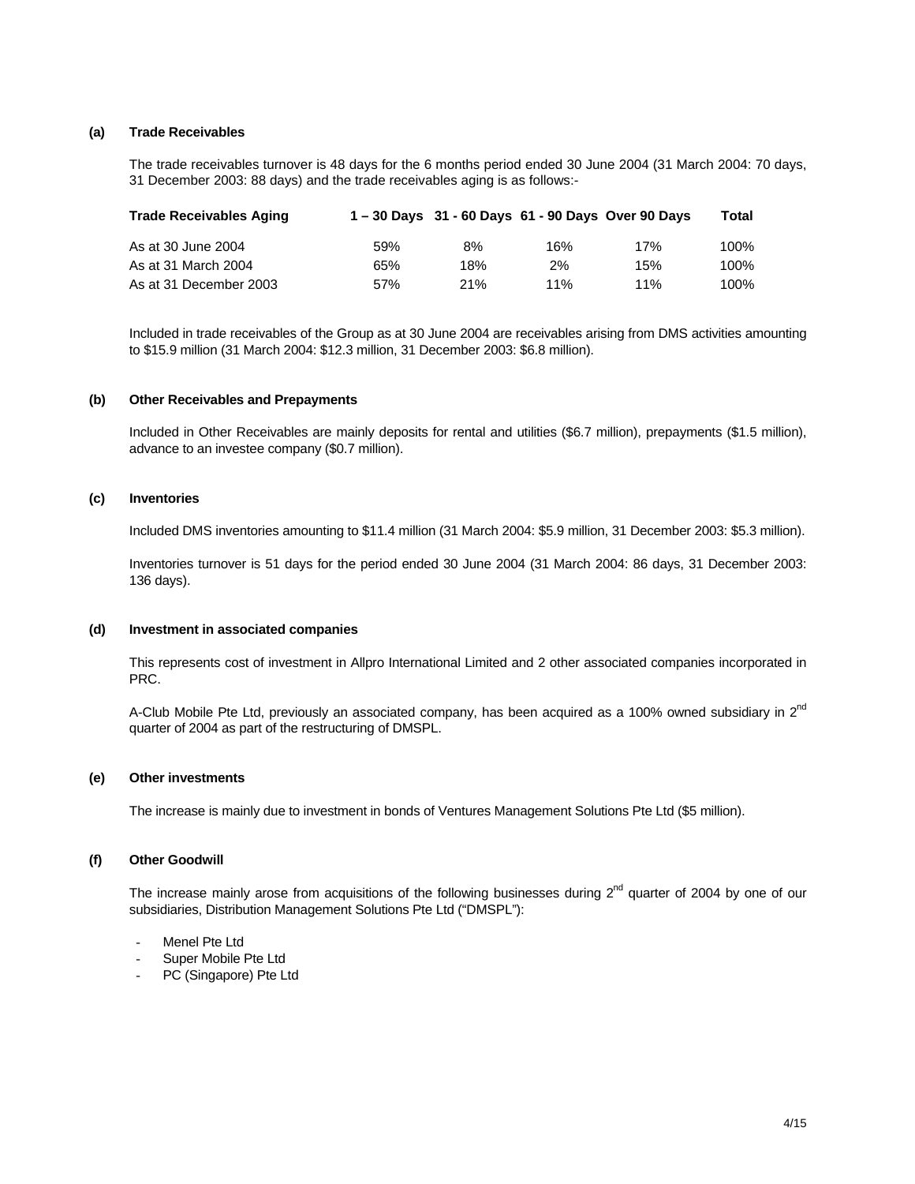**(a) Trade Receivables**

The trade receivables turnover is 48 days for the 6 months period ended 30 June 2004 (31 March 2004: 70 days, 31 December 2003: 88 days) and the trade receivables aging is as follows:-

| Trade Receivables Aging | 1 – 30 Days | 31 - 60 Days | 61 - 90 Days | Over 90 Days | Total |
|---|---|---|---|---|---|
| As at 30 June 2004 | 59% | 8% | 16% | 17% | 100% |
| As at 31 March 2004 | 65% | 18% | 2% | 15% | 100% |
| As at 31 December 2003 | 57% | 21% | 11% | 11% | 100% |

Included in trade receivables of the Group as at 30 June 2004 are receivables arising from DMS activities amounting to $15.9 million (31 March 2004: $12.3 million, 31 December 2003: $6.8 million).

**(b) Other Receivables and Prepayments**

Included in Other Receivables are mainly deposits for rental and utilities ($6.7 million), prepayments ($1.5 million), advance to an investee company ($0.7 million).

**(c) Inventories**

Included DMS inventories amounting to $11.4 million (31 March 2004: $5.9 million, 31 December 2003: $5.3 million).

Inventories turnover is 51 days for the period ended 30 June 2004 (31 March 2004: 86 days, 31 December 2003: 136 days).

**(d) Investment in associated companies**

This represents cost of investment in Allpro International Limited and 2 other associated companies incorporated in PRC.

A-Club Mobile Pte Ltd, previously an associated company, has been acquired as a 100% owned subsidiary in 2nd quarter of 2004 as part of the restructuring of DMSPL.

**(e) Other investments**

The increase is mainly due to investment in bonds of Ventures Management Solutions Pte Ltd ($5 million).

**(f) Other Goodwill**

The increase mainly arose from acquisitions of the following businesses during 2nd quarter of 2004 by one of our subsidiaries, Distribution Management Solutions Pte Ltd ("DMSPL"):

- Menel Pte Ltd
- Super Mobile Pte Ltd
- PC (Singapore) Pte Ltd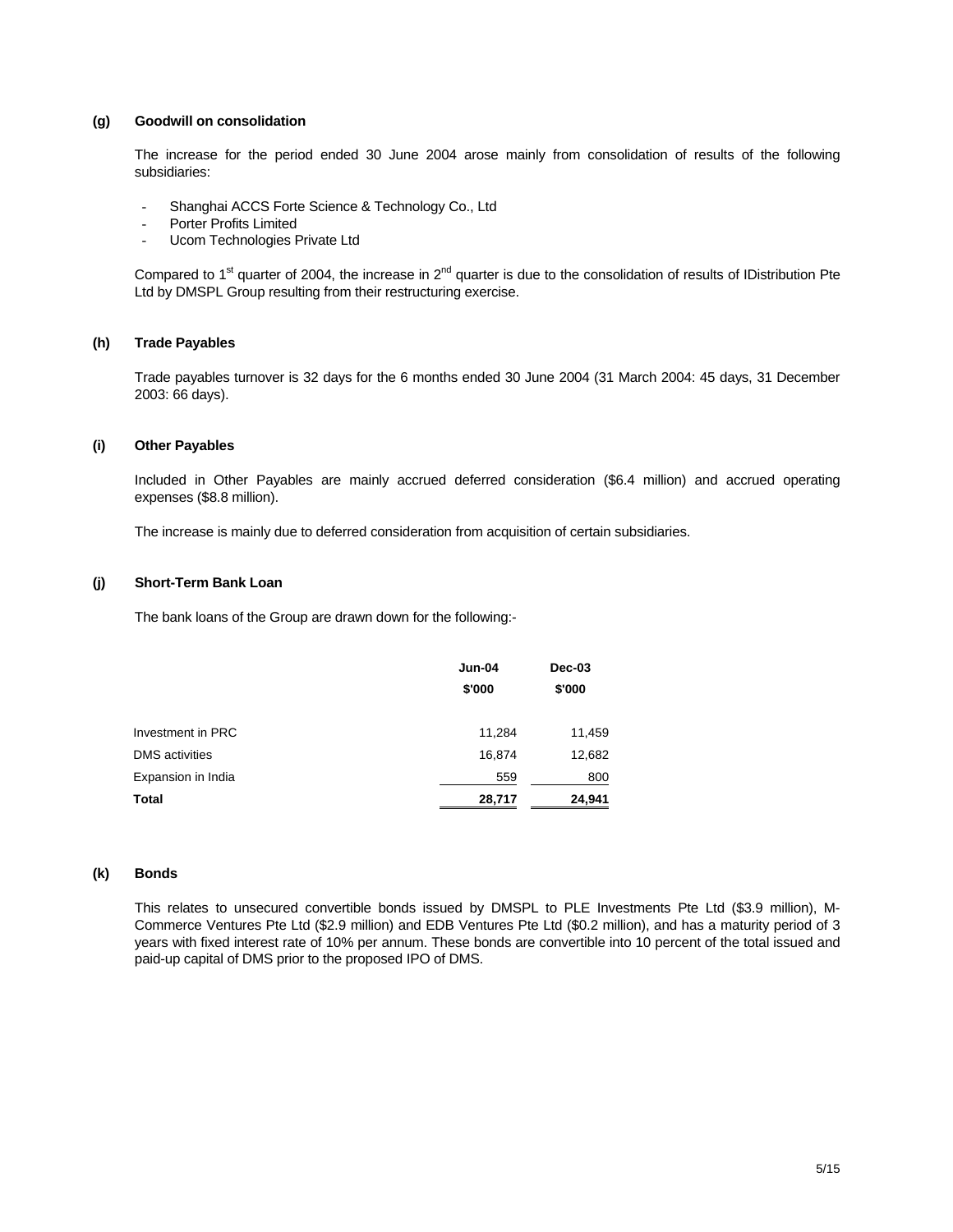### (g) Goodwill on consolidation

The increase for the period ended 30 June 2004 arose mainly from consolidation of results of the following subsidiaries:

- Shanghai ACCS Forte Science & Technology Co., Ltd
- Porter Profits Limited
- Ucom Technologies Private Ltd

Compared to 1st quarter of 2004, the increase in 2nd quarter is due to the consolidation of results of IDistribution Pte Ltd by DMSPL Group resulting from their restructuring exercise.

### (h) Trade Payables

Trade payables turnover is 32 days for the 6 months ended 30 June 2004 (31 March 2004: 45 days, 31 December 2003: 66 days).

### (i) Other Payables

Included in Other Payables are mainly accrued deferred consideration ($6.4 million) and accrued operating expenses ($8.8 million).

The increase is mainly due to deferred consideration from acquisition of certain subsidiaries.

### (j) Short-Term Bank Loan

The bank loans of the Group are drawn down for the following:-

| | Jun-04 | Dec-03 |
|---|---|---|
| | $'000 | $'000 |
| Investment in PRC | 11,284 | 11,459 |
| DMS activities | 16,874 | 12,682 |
| Expansion in India | 559 | 800 |
| **Total** | **28,717** | **24,941** |

### (k) Bonds

This relates to unsecured convertible bonds issued by DMSPL to PLE Investments Pte Ltd ($3.9 million), M-Commerce Ventures Pte Ltd ($2.9 million) and EDB Ventures Pte Ltd ($0.2 million), and has a maturity period of 3 years with fixed interest rate of 10% per annum. These bonds are convertible into 10 percent of the total issued and paid-up capital of DMS prior to the proposed IPO of DMS.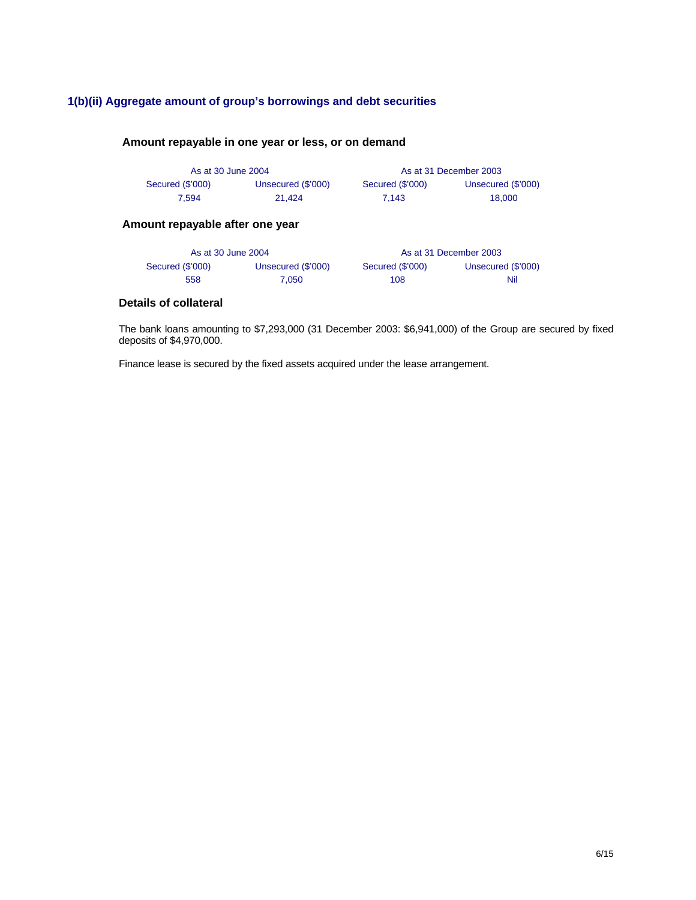## 1(b)(ii) Aggregate amount of group's borrowings and debt securities

### Amount repayable in one year or less, or on demand

| As at 30 June 2004 | | As at 31 December 2003 | |
|---|---|---|---|
| Secured ($'000) | Unsecured ($'000) | Secured ($'000) | Unsecured ($'000) |
| 7,594 | 21,424 | 7,143 | 18,000 |

### Amount repayable after one year

| As at 30 June 2004 | | As at 31 December 2003 | |
|---|---|---|---|
| Secured ($'000) | Unsecured ($'000) | Secured ($'000) | Unsecured ($'000) |
| 558 | 7,050 | 108 | Nil |

### Details of collateral

The bank loans amounting to $7,293,000 (31 December 2003: $6,941,000) of the Group are secured by fixed deposits of $4,970,000.

Finance lease is secured by the fixed assets acquired under the lease arrangement.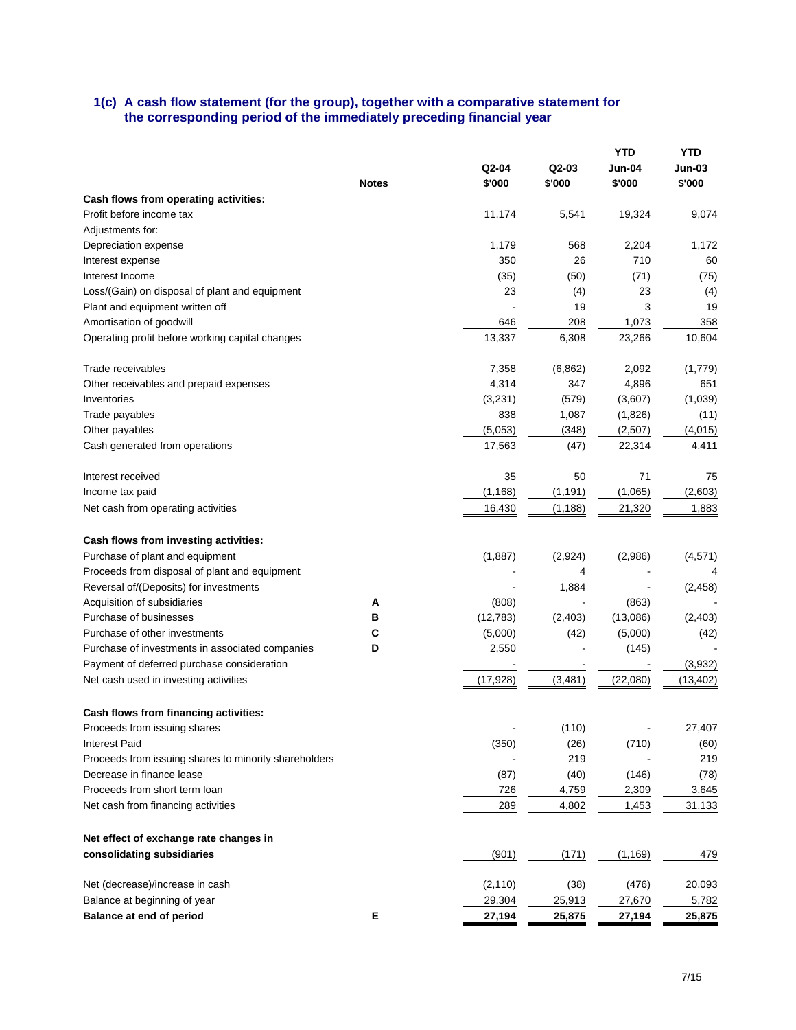## 1(c) A cash flow statement (for the group), together with a comparative statement for the corresponding period of the immediately preceding financial year

| | Notes | Q2-04 $'000 | Q2-03 $'000 | YTD Jun-04 $'000 | YTD Jun-03 $'000 |
|---|---|---|---|---|---|
| **Cash flows from operating activities:** | | | | | |
| Profit before income tax | | 11,174 | 5,541 | 19,324 | 9,074 |
| Adjustments for: | | | | | |
| Depreciation expense | | 1,179 | 568 | 2,204 | 1,172 |
| Interest expense | | 350 | 26 | 710 | 60 |
| Interest Income | | (35) | (50) | (71) | (75) |
| Loss/(Gain) on disposal of plant and equipment | | 23 | (4) | 23 | (4) |
| Plant and equipment written off | | - | 19 | 3 | 19 |
| Amortisation of goodwill | | 646 | 208 | 1,073 | 358 |
| Operating profit before working capital changes | | 13,337 | 6,308 | 23,266 | 10,604 |
| | | | | | |
| Trade receivables | | 7,358 | (6,862) | 2,092 | (1,779) |
| Other receivables and prepaid expenses | | 4,314 | 347 | 4,896 | 651 |
| Inventories | | (3,231) | (579) | (3,607) | (1,039) |
| Trade payables | | 838 | 1,087 | (1,826) | (11) |
| Other payables | | (5,053) | (348) | (2,507) | (4,015) |
| Cash generated from operations | | 17,563 | (47) | 22,314 | 4,411 |
| | | | | | |
| Interest received | | 35 | 50 | 71 | 75 |
| Income tax paid | | (1,168) | (1,191) | (1,065) | (2,603) |
| Net cash from operating activities | | 16,430 | (1,188) | 21,320 | 1,883 |
| | | | | | |
| **Cash flows from investing activities:** | | | | | |
| Purchase of plant and equipment | | (1,887) | (2,924) | (2,986) | (4,571) |
| Proceeds from disposal of plant and equipment | | - | 4 | - | 4 |
| Reversal of/(Deposits) for investments | | - | 1,884 | - | (2,458) |
| Acquisition of subsidiaries | A | (808) | - | (863) | - |
| Purchase of businesses | B | (12,783) | (2,403) | (13,086) | (2,403) |
| Purchase of other investments | C | (5,000) | (42) | (5,000) | (42) |
| Purchase of investments in associated companies | D | 2,550 | - | (145) | - |
| Payment of deferred purchase consideration | | - | - | - | (3,932) |
| Net cash used in investing activities | | (17,928) | (3,481) | (22,080) | (13,402) |
| | | | | | |
| **Cash flows from financing activities:** | | | | | |
| Proceeds from issuing shares | | - | (110) | - | 27,407 |
| Interest Paid | | (350) | (26) | (710) | (60) |
| Proceeds from issuing shares to minority shareholders | | - | 219 | - | 219 |
| Decrease in finance lease | | (87) | (40) | (146) | (78) |
| Proceeds from short term loan | | 726 | 4,759 | 2,309 | 3,645 |
| Net cash from financing activities | | 289 | 4,802 | 1,453 | 31,133 |
| | | | | | |
| **Net effect of exchange rate changes in consolidating subsidiaries** | | (901) | (171) | (1,169) | 479 |
| | | | | | |
| Net (decrease)/increase in cash | | (2,110) | (38) | (476) | 20,093 |
| Balance at beginning of year | | 29,304 | 25,913 | 27,670 | 5,782 |
| **Balance at end of period** | E | **27,194** | **25,875** | **27,194** | **25,875** |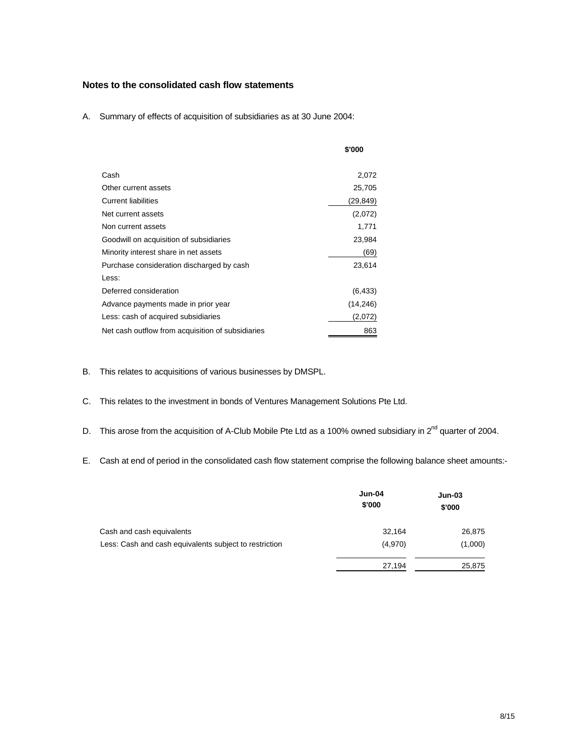### Notes to the consolidated cash flow statements

A. Summary of effects of acquisition of subsidiaries as at 30 June 2004:

| | $'000 |
|---|---|
| Cash | 2,072 |
| Other current assets | 25,705 |
| Current liabilities | (29,849) |
| Net current assets | (2,072) |
| Non current assets | 1,771 |
| Goodwill on acquisition of subsidiaries | 23,984 |
| Minority interest share in net assets | (69) |
| Purchase consideration discharged by cash | 23,614 |
| Less: | |
| Deferred consideration | (6,433) |
| Advance payments made in prior year | (14,246) |
| Less: cash of acquired subsidiaries | (2,072) |
| Net cash outflow from acquisition of subsidiaries | 863 |

B. This relates to acquisitions of various businesses by DMSPL.

C. This relates to the investment in bonds of Ventures Management Solutions Pte Ltd.

D. This arose from the acquisition of A-Club Mobile Pte Ltd as a 100% owned subsidiary in 2nd quarter of 2004.

E. Cash at end of period in the consolidated cash flow statement comprise the following balance sheet amounts:-

| | Jun-04<br>$'000 | Jun-03<br>$'000 |
|---|---|---|
| Cash and cash equivalents | 32,164 | 26,875 |
| Less: Cash and cash equivalents subject to restriction | (4,970) | (1,000) |
| | 27,194 | 25,875 |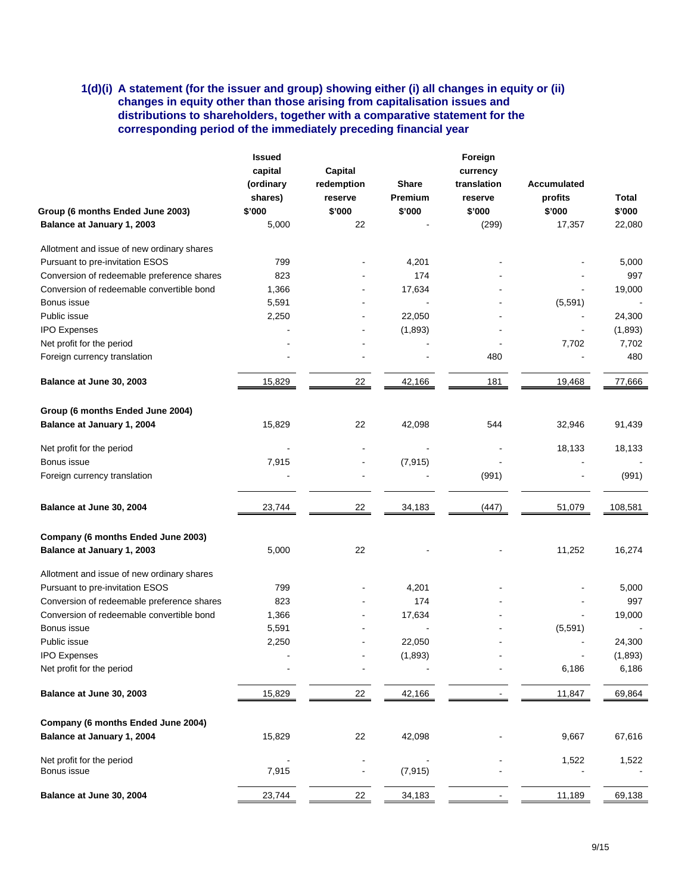### 1(d)(i) A statement (for the issuer and group) showing either (i) all changes in equity or (ii) changes in equity other than those arising from capitalisation issues and distributions to shareholders, together with a comparative statement for the corresponding period of the immediately preceding financial year

| | Issued capital (ordinary shares) $'000 | Capital redemption reserve $'000 | Share Premium $'000 | Foreign currency translation reserve $'000 | Accumulated profits $'000 | Total $'000 |
|---|---|---|---|---|---|---|
| **Group (6 months Ended June 2003)** | | | | | | |
| **Balance at January 1, 2003** | 5,000 | 22 | - | (299) | 17,357 | 22,080 |
| Allotment and issue of new ordinary shares | | | | | | |
| Pursuant to pre-invitation ESOS | 799 | - | 4,201 | - | - | 5,000 |
| Conversion of redeemable preference shares | 823 | - | 174 | - | - | 997 |
| Conversion of redeemable convertible bond | 1,366 | - | 17,634 | - | - | 19,000 |
| Bonus issue | 5,591 | - | - | - | (5,591) | - |
| Public issue | 2,250 | - | 22,050 | - | - | 24,300 |
| IPO Expenses | - | - | (1,893) | - | - | (1,893) |
| Net profit for the period | - | - | - | - | 7,702 | 7,702 |
| Foreign currency translation | - | - | - | 480 | - | 480 |
| **Balance at June 30, 2003** | 15,829 | 22 | 42,166 | 181 | 19,468 | 77,666 |
| **Group (6 months Ended June 2004)** | | | | | | |
| **Balance at January 1, 2004** | 15,829 | 22 | 42,098 | 544 | 32,946 | 91,439 |
| Net profit for the period | - | - | - | - | 18,133 | 18,133 |
| Bonus issue | 7,915 | - | (7,915) | - | - | - |
| Foreign currency translation | - | - | - | (991) | - | (991) |
| **Balance at June 30, 2004** | 23,744 | 22 | 34,183 | (447) | 51,079 | 108,581 |
| **Company (6 months Ended June 2003)** | | | | | | |
| **Balance at January 1, 2003** | 5,000 | 22 | - | - | 11,252 | 16,274 |
| Allotment and issue of new ordinary shares | | | | | | |
| Pursuant to pre-invitation ESOS | 799 | - | 4,201 | - | - | 5,000 |
| Conversion of redeemable preference shares | 823 | - | 174 | - | - | 997 |
| Conversion of redeemable convertible bond | 1,366 | - | 17,634 | - | - | 19,000 |
| Bonus issue | 5,591 | - | - | - | (5,591) | - |
| Public issue | 2,250 | - | 22,050 | - | - | 24,300 |
| IPO Expenses | - | - | (1,893) | - | - | (1,893) |
| Net profit for the period | - | - | - | - | 6,186 | 6,186 |
| **Balance at June 30, 2003** | 15,829 | 22 | 42,166 | - | 11,847 | 69,864 |
| **Company (6 months Ended June 2004)** | | | | | | |
| **Balance at January 1, 2004** | 15,829 | 22 | 42,098 | - | 9,667 | 67,616 |
| Net profit for the period | - | - | - | - | 1,522 | 1,522 |
| Bonus issue | 7,915 | - | (7,915) | - | - | - |
| **Balance at June 30, 2004** | 23,744 | 22 | 34,183 | - | 11,189 | 69,138 |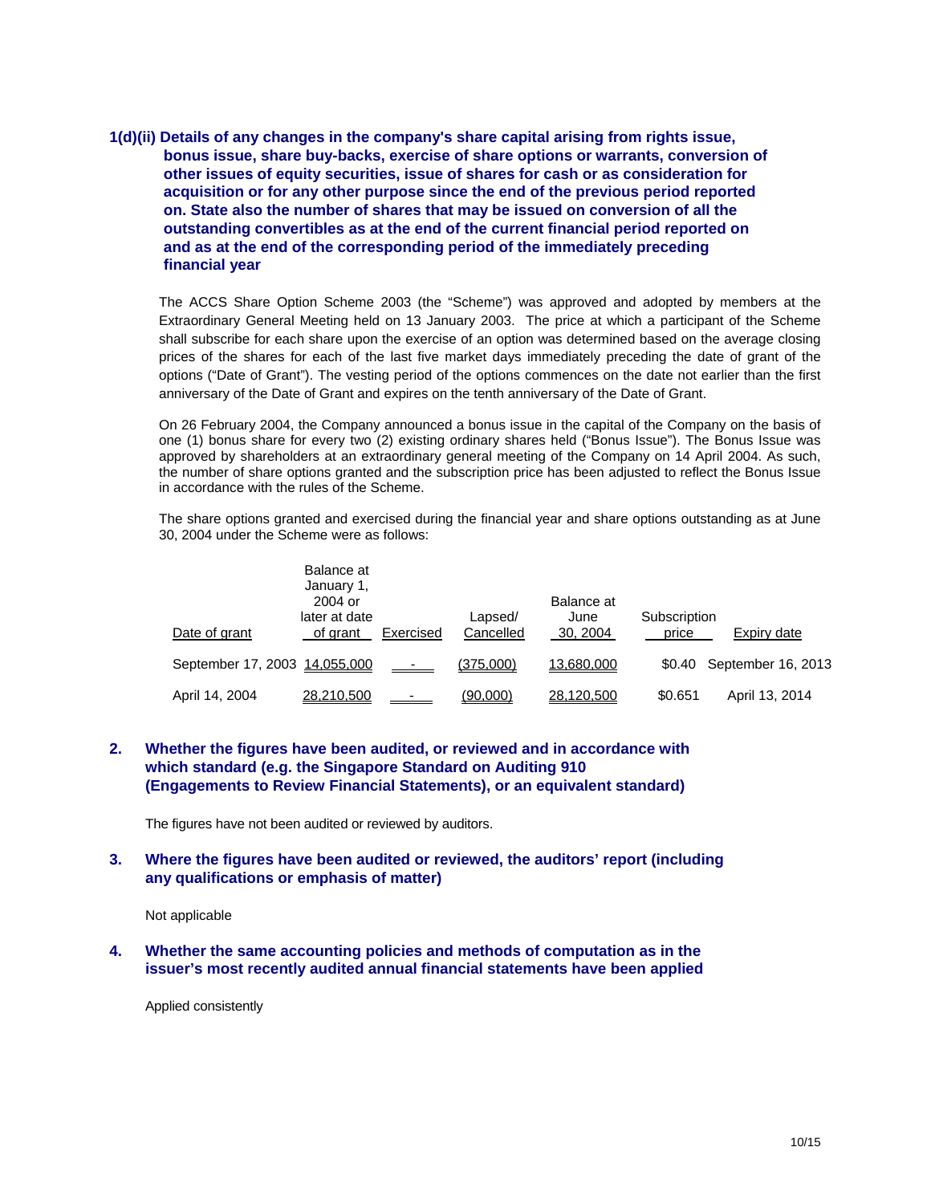### 1(d)(ii) Details of any changes in the company's share capital arising from rights issue, bonus issue, share buy-backs, exercise of share options or warrants, conversion of other issues of equity securities, issue of shares for cash or as consideration for acquisition or for any other purpose since the end of the previous period reported on. State also the number of shares that may be issued on conversion of all the outstanding convertibles as at the end of the current financial period reported on and as at the end of the corresponding period of the immediately preceding financial year

The ACCS Share Option Scheme 2003 (the "Scheme") was approved and adopted by members at the Extraordinary General Meeting held on 13 January 2003. The price at which a participant of the Scheme shall subscribe for each share upon the exercise of an option was determined based on the average closing prices of the shares for each of the last five market days immediately preceding the date of grant of the options ("Date of Grant"). The vesting period of the options commences on the date not earlier than the first anniversary of the Date of Grant and expires on the tenth anniversary of the Date of Grant.

On 26 February 2004, the Company announced a bonus issue in the capital of the Company on the basis of one (1) bonus share for every two (2) existing ordinary shares held ("Bonus Issue"). The Bonus Issue was approved by shareholders at an extraordinary general meeting of the Company on 14 April 2004. As such, the number of share options granted and the subscription price has been adjusted to reflect the Bonus Issue in accordance with the rules of the Scheme.

The share options granted and exercised during the financial year and share options outstanding as at June 30, 2004 under the Scheme were as follows:

| Date of grant | Balance at January 1, 2004 or later at date of grant | Exercised | Lapsed/ Cancelled | Balance at June 30, 2004 | Subscription price | Expiry date |
|---|---|---|---|---|---|---|
| September 17, 2003 | 14,055,000 | - | (375,000) | 13,680,000 | $0.40 | September 16, 2013 |
| April 14, 2004 | 28,210,500 | - | (90,000) | 28,120,500 | $0.651 | April 13, 2014 |

### 2. Whether the figures have been audited, or reviewed and in accordance with which standard (e.g. the Singapore Standard on Auditing 910 (Engagements to Review Financial Statements), or an equivalent standard)

The figures have not been audited or reviewed by auditors.

### 3. Where the figures have been audited or reviewed, the auditors' report (including any qualifications or emphasis of matter)

Not applicable

### 4. Whether the same accounting policies and methods of computation as in the issuer's most recently audited annual financial statements have been applied

Applied consistently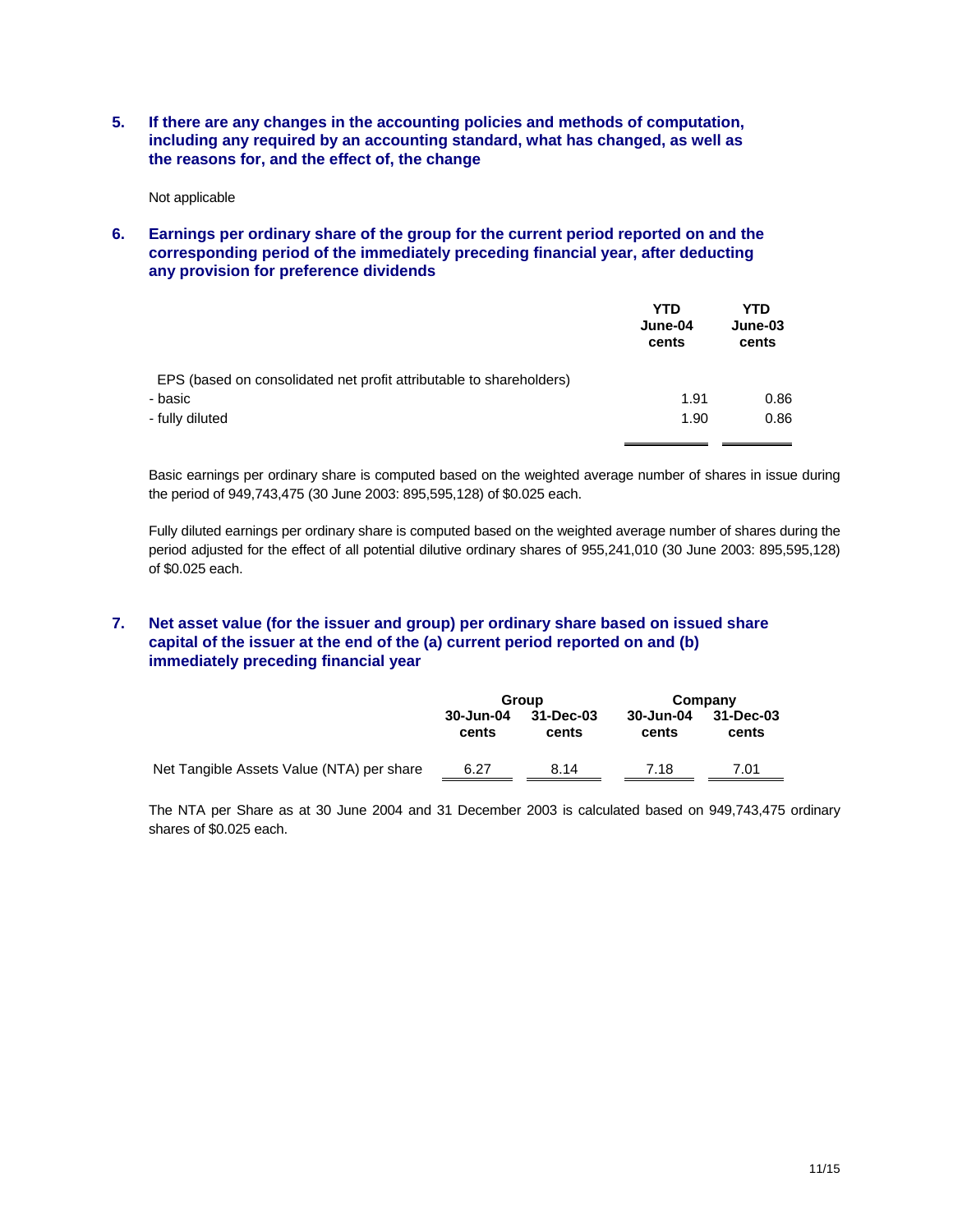### 5. If there are any changes in the accounting policies and methods of computation, including any required by an accounting standard, what has changed, as well as the reasons for, and the effect of, the change

Not applicable

### 6. Earnings per ordinary share of the group for the current period reported on and the corresponding period of the immediately preceding financial year, after deducting any provision for preference dividends

| | YTD June-04 cents | YTD June-03 cents |
|---|---|---|
| EPS (based on consolidated net profit attributable to shareholders) | | |
| - basic | 1.91 | 0.86 |
| - fully diluted | 1.90 | 0.86 |

Basic earnings per ordinary share is computed based on the weighted average number of shares in issue during the period of 949,743,475 (30 June 2003: 895,595,128) of $0.025 each.

Fully diluted earnings per ordinary share is computed based on the weighted average number of shares during the period adjusted for the effect of all potential dilutive ordinary shares of 955,241,010 (30 June 2003: 895,595,128) of $0.025 each.

### 7. Net asset value (for the issuer and group) per ordinary share based on issued share capital of the issuer at the end of the (a) current period reported on and (b) immediately preceding financial year

| | Group | | Company | |
|---|---|---|---|---|
| | 30-Jun-04 cents | 31-Dec-03 cents | 30-Jun-04 cents | 31-Dec-03 cents |
| Net Tangible Assets Value (NTA) per share | 6.27 | 8.14 | 7.18 | 7.01 |

The NTA per Share as at 30 June 2004 and 31 December 2003 is calculated based on 949,743,475 ordinary shares of $0.025 each.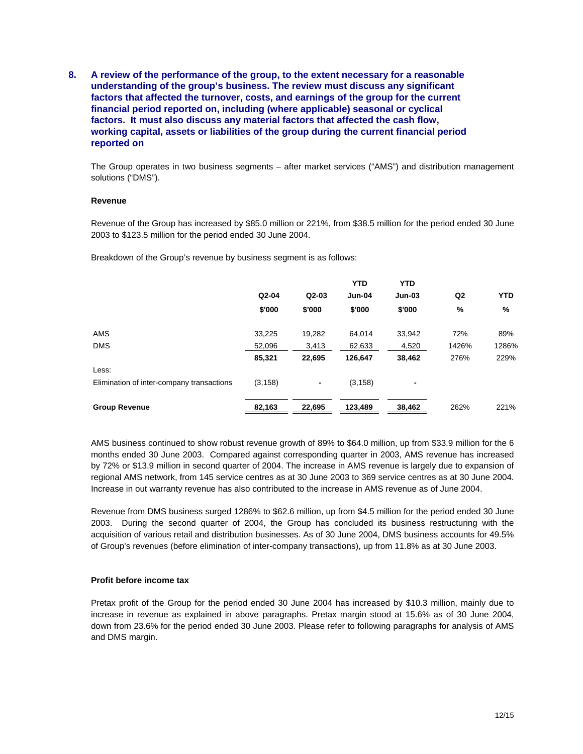**8. A review of the performance of the group, to the extent necessary for a reasonable understanding of the group's business. The review must discuss any significant factors that affected the turnover, costs, and earnings of the group for the current financial period reported on, including (where applicable) seasonal or cyclical factors. It must also discuss any material factors that affected the cash flow, working capital, assets or liabilities of the group during the current financial period reported on**

The Group operates in two business segments – after market services ("AMS") and distribution management solutions ("DMS").

**Revenue**

Revenue of the Group has increased by $85.0 million or 221%, from $38.5 million for the period ended 30 June 2003 to $123.5 million for the period ended 30 June 2004.

Breakdown of the Group's revenue by business segment is as follows:

| | Q2-04 | Q2-03 | YTD Jun-04 | YTD Jun-03 | Q2 | YTD |
|---|---|---|---|---|---|---|
| | $'000 | $'000 | $'000 | $'000 | % | % |
| AMS | 33,225 | 19,282 | 64,014 | 33,942 | 72% | 89% |
| DMS | 52,096 | 3,413 | 62,633 | 4,520 | 1426% | 1286% |
| | **85,321** | **22,695** | **126,647** | **38,462** | 276% | 229% |
| Less: | | | | | | |
| Elimination of inter-company transactions | (3,158) | - | (3,158) | - | | |
| **Group Revenue** | **82,163** | **22,695** | **123,489** | **38,462** | 262% | 221% |

AMS business continued to show robust revenue growth of 89% to $64.0 million, up from $33.9 million for the 6 months ended 30 June 2003. Compared against corresponding quarter in 2003, AMS revenue has increased by 72% or $13.9 million in second quarter of 2004. The increase in AMS revenue is largely due to expansion of regional AMS network, from 145 service centres as at 30 June 2003 to 369 service centres as at 30 June 2004. Increase in out warranty revenue has also contributed to the increase in AMS revenue as of June 2004.

Revenue from DMS business surged 1286% to $62.6 million, up from $4.5 million for the period ended 30 June 2003. During the second quarter of 2004, the Group has concluded its business restructuring with the acquisition of various retail and distribution businesses. As of 30 June 2004, DMS business accounts for 49.5% of Group's revenues (before elimination of inter-company transactions), up from 11.8% as at 30 June 2003.

**Profit before income tax**

Pretax profit of the Group for the period ended 30 June 2004 has increased by $10.3 million, mainly due to increase in revenue as explained in above paragraphs. Pretax margin stood at 15.6% as of 30 June 2004, down from 23.6% for the period ended 30 June 2003. Please refer to following paragraphs for analysis of AMS and DMS margin.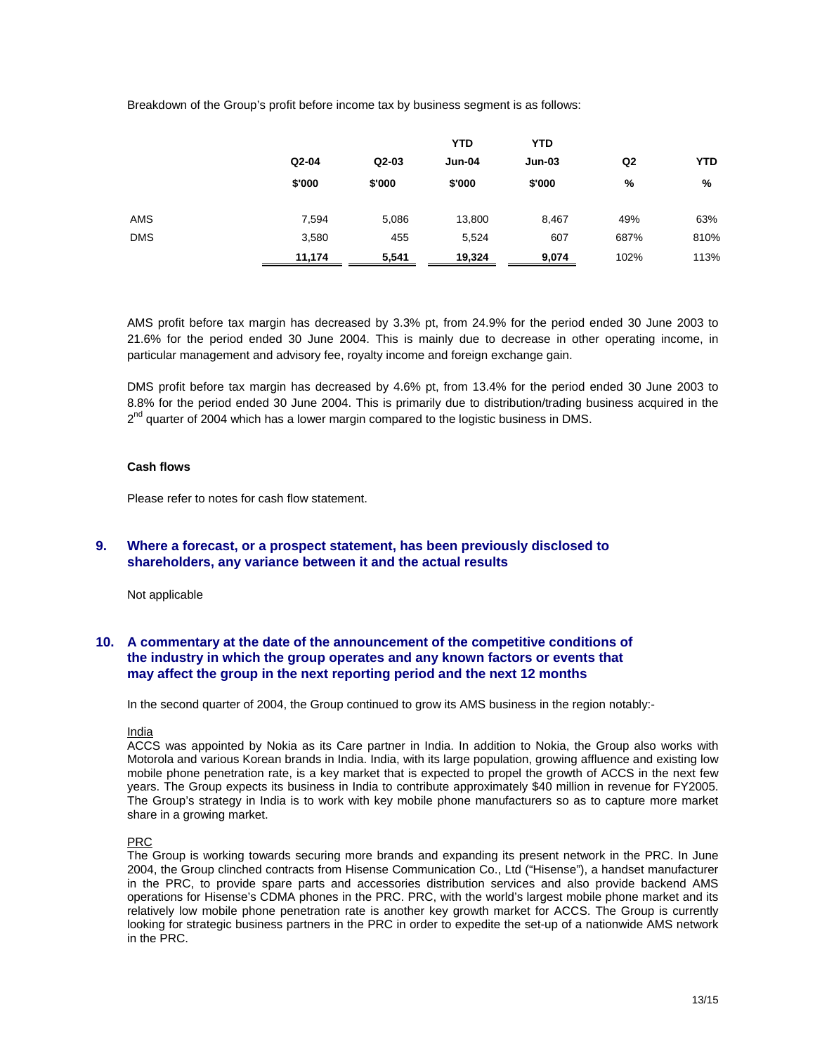Breakdown of the Group's profit before income tax by business segment is as follows:

| | Q2-04 | Q2-03 | YTD Jun-04 | YTD Jun-03 | Q2 | YTD |
|---|---|---|---|---|---|---|
| | $'000 | $'000 | $'000 | $'000 | % | % |
| AMS | 7,594 | 5,086 | 13,800 | 8,467 | 49% | 63% |
| DMS | 3,580 | 455 | 5,524 | 607 | 687% | 810% |
| | **11,174** | **5,541** | **19,324** | **9,074** | 102% | 113% |

AMS profit before tax margin has decreased by 3.3% pt, from 24.9% for the period ended 30 June 2003 to 21.6% for the period ended 30 June 2004. This is mainly due to decrease in other operating income, in particular management and advisory fee, royalty income and foreign exchange gain.

DMS profit before tax margin has decreased by 4.6% pt, from 13.4% for the period ended 30 June 2003 to 8.8% for the period ended 30 June 2004. This is primarily due to distribution/trading business acquired in the 2nd quarter of 2004 which has a lower margin compared to the logistic business in DMS.

**Cash flows**

Please refer to notes for cash flow statement.

## 9. Where a forecast, or a prospect statement, has been previously disclosed to shareholders, any variance between it and the actual results

Not applicable

## 10. A commentary at the date of the announcement of the competitive conditions of the industry in which the group operates and any known factors or events that may affect the group in the next reporting period and the next 12 months

In the second quarter of 2004, the Group continued to grow its AMS business in the region notably:-

India

ACCS was appointed by Nokia as its Care partner in India. In addition to Nokia, the Group also works with Motorola and various Korean brands in India. India, with its large population, growing affluence and existing low mobile phone penetration rate, is a key market that is expected to propel the growth of ACCS in the next few years. The Group expects its business in India to contribute approximately $40 million in revenue for FY2005. The Group's strategy in India is to work with key mobile phone manufacturers so as to capture more market share in a growing market.

PRC

The Group is working towards securing more brands and expanding its present network in the PRC. In June 2004, the Group clinched contracts from Hisense Communication Co., Ltd ("Hisense"), a handset manufacturer in the PRC, to provide spare parts and accessories distribution services and also provide backend AMS operations for Hisense's CDMA phones in the PRC. PRC, with the world's largest mobile phone market and its relatively low mobile phone penetration rate is another key growth market for ACCS. The Group is currently looking for strategic business partners in the PRC in order to expedite the set-up of a nationwide AMS network in the PRC.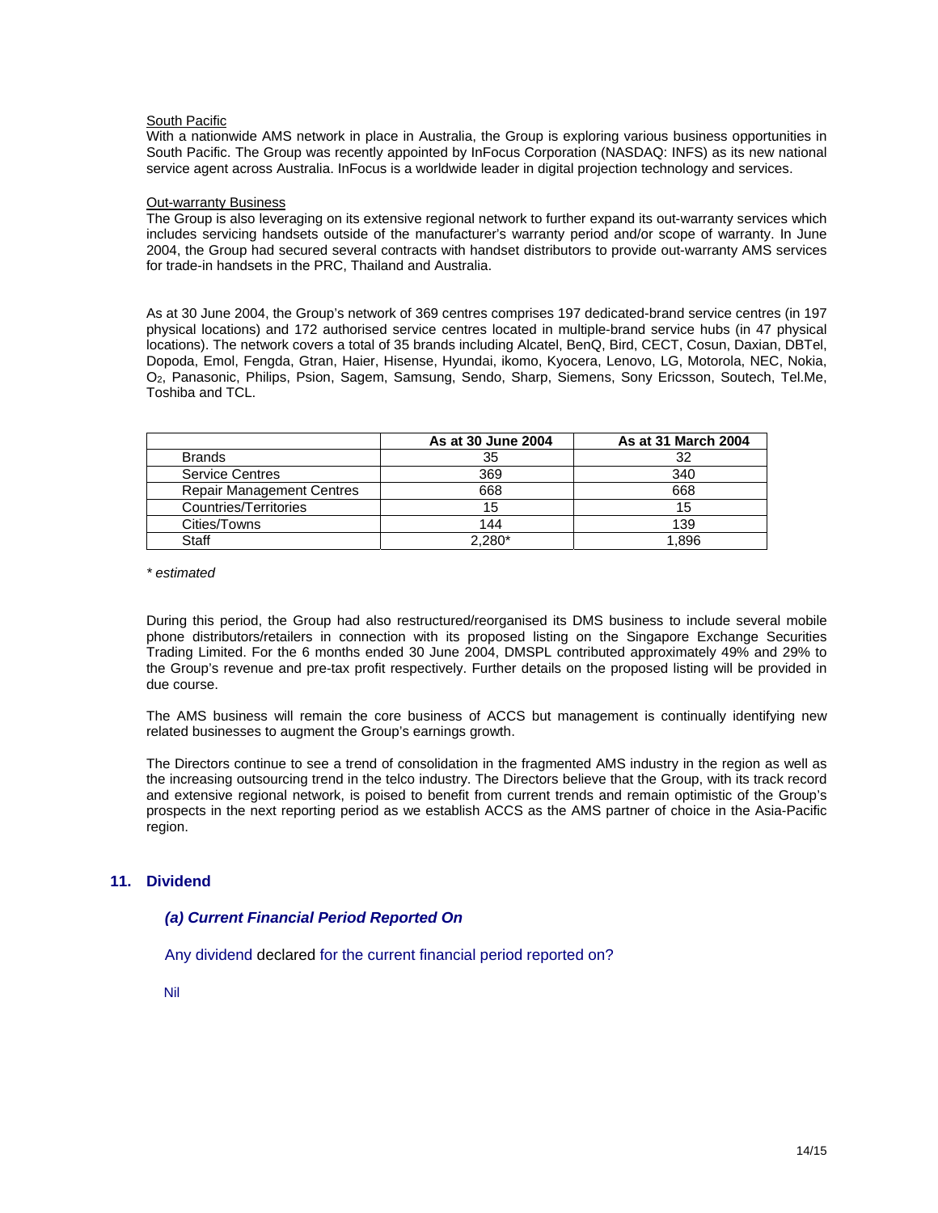South Pacific

With a nationwide AMS network in place in Australia, the Group is exploring various business opportunities in South Pacific. The Group was recently appointed by InFocus Corporation (NASDAQ: INFS) as its new national service agent across Australia. InFocus is a worldwide leader in digital projection technology and services.

Out-warranty Business

The Group is also leveraging on its extensive regional network to further expand its out-warranty services which includes servicing handsets outside of the manufacturer's warranty period and/or scope of warranty. In June 2004, the Group had secured several contracts with handset distributors to provide out-warranty AMS services for trade-in handsets in the PRC, Thailand and Australia.

As at 30 June 2004, the Group's network of 369 centres comprises 197 dedicated-brand service centres (in 197 physical locations) and 172 authorised service centres located in multiple-brand service hubs (in 47 physical locations). The network covers a total of 35 brands including Alcatel, BenQ, Bird, CECT, Cosun, Daxian, DBTel, Dopoda, Emol, Fengda, Gtran, Haier, Hisense, Hyundai, ikomo, Kyocera, Lenovo, LG, Motorola, NEC, Nokia, $O_2$, Panasonic, Philips, Psion, Sagem, Samsung, Sendo, Sharp, Siemens, Sony Ericsson, Soutech, Tel.Me, Toshiba and TCL.

| | As at 30 June 2004 | As at 31 March 2004 |
|---|---|---|
| Brands | 35 | 32 |
| Service Centres | 369 | 340 |
| Repair Management Centres | 668 | 668 |
| Countries/Territories | 15 | 15 |
| Cities/Towns | 144 | 139 |
| Staff | 2,280* | 1,896 |

*\* estimated*

During this period, the Group had also restructured/reorganised its DMS business to include several mobile phone distributors/retailers in connection with its proposed listing on the Singapore Exchange Securities Trading Limited. For the 6 months ended 30 June 2004, DMSPL contributed approximately 49% and 29% to the Group's revenue and pre-tax profit respectively. Further details on the proposed listing will be provided in due course.

The AMS business will remain the core business of ACCS but management is continually identifying new related businesses to augment the Group's earnings growth.

The Directors continue to see a trend of consolidation in the fragmented AMS industry in the region as well as the increasing outsourcing trend in the telco industry. The Directors believe that the Group, with its track record and extensive regional network, is poised to benefit from current trends and remain optimistic of the Group's prospects in the next reporting period as we establish ACCS as the AMS partner of choice in the Asia-Pacific region.

## 11. Dividend

### *(a) Current Financial Period Reported On*

Any dividend declared for the current financial period reported on?

Nil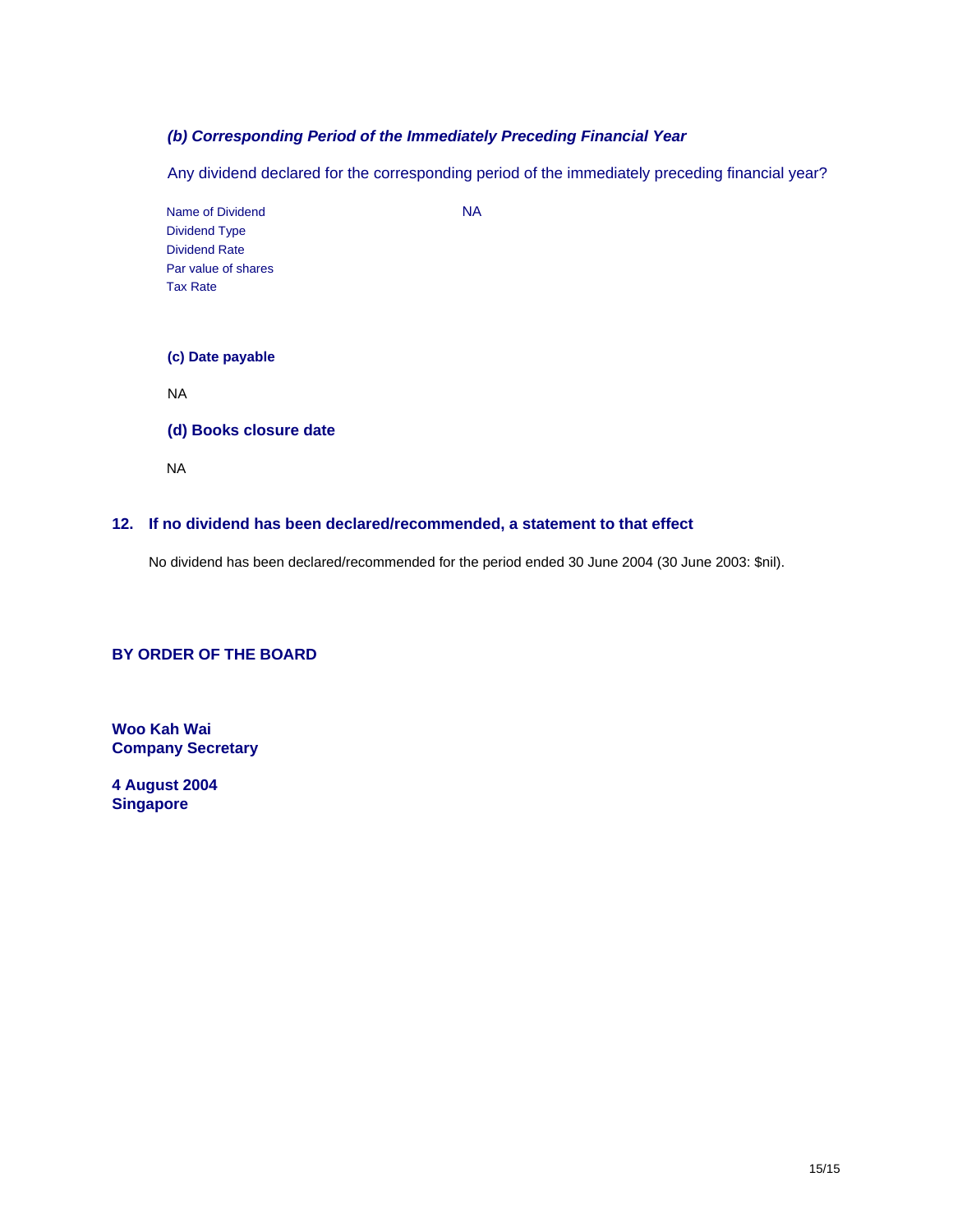### *(b) Corresponding Period of the Immediately Preceding Financial Year*

Any dividend declared for the corresponding period of the immediately preceding financial year?

| | |
|---|---|
| Name of Dividend | NA |
| Dividend Type | |
| Dividend Rate | |
| Par value of shares | |
| Tax Rate | |

**(c) Date payable**

NA

**(d) Books closure date**

NA

## 12. If no dividend has been declared/recommended, a statement to that effect

No dividend has been declared/recommended for the period ended 30 June 2004 (30 June 2003: $nil).

**BY ORDER OF THE BOARD**

**Woo Kah Wai**
**Company Secretary**

**4 August 2004**
**Singapore**